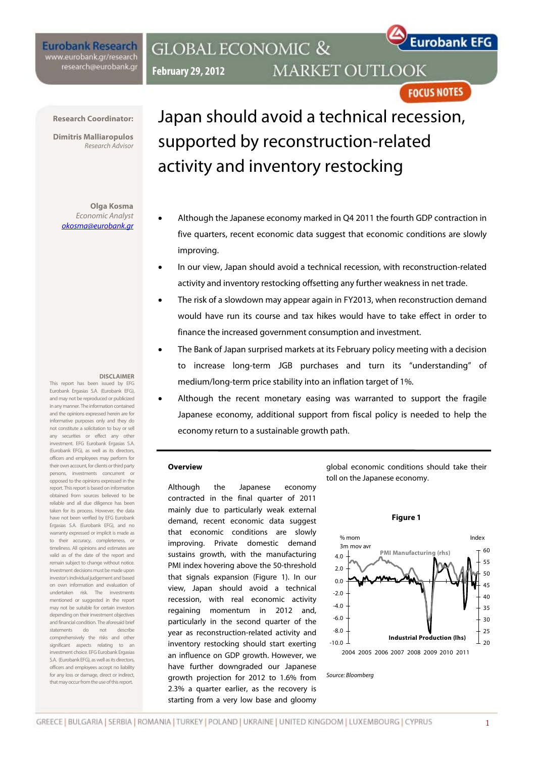**Eurobank Research**
www.eurobank.gr/research
research@eurobank.gr

**GLOBAL ECONOMIC & MARKET OUTLOOK**

**February 29, 2012**

**FOCUS NOTES**

**Research Coordinator:**

**Dimitris Malliaropulos**
*Research Advisor*

**Olga Kosma**
*Economic Analyst*
okosma@eurobank.gr

# Japan should avoid a technical recession, supported by reconstruction-related activity and inventory restocking

- Although the Japanese economy marked in Q4 2011 the fourth GDP contraction in five quarters, recent economic data suggest that economic conditions are slowly improving.
- In our view, Japan should avoid a technical recession, with reconstruction-related activity and inventory restocking offsetting any further weakness in net trade.
- The risk of a slowdown may appear again in FY2013, when reconstruction demand would have run its course and tax hikes would have to take effect in order to finance the increased government consumption and investment.
- The Bank of Japan surprised markets at its February policy meeting with a decision to increase long-term JGB purchases and turn its "understanding" of medium/long-term price stability into an inflation target of 1%.
- Although the recent monetary easing was warranted to support the fragile Japanese economy, additional support from fiscal policy is needed to help the economy return to a sustainable growth path.

## Overview

Although the Japanese economy contracted in the final quarter of 2011 mainly due to particularly weak external demand, recent economic data suggest that economic conditions are slowly improving. Private domestic demand sustains growth, with the manufacturing PMI index hovering above the 50-threshold that signals expansion (Figure 1). In our view, Japan should avoid a technical recession, with real economic activity regaining momentum in 2012 and, particularly in the second quarter of the year as reconstruction-related activity and inventory restocking should start exerting an influence on GDP growth. However, we have further downgraded our Japanese growth projection for 2012 to 1.6% from 2.3% a quarter earlier, as the recovery is starting from a very low base and gloomy global economic conditions should take their toll on the Japanese economy.

**Figure 1**

Source: Bloomberg

**DISCLAIMER**
This report has been issued by EFG Eurobank Ergasias S.A. (Eurobank EFG), and may not be reproduced or publicized in any manner. The information contained and the opinions expressed herein are for informative purposes only and they do not constitute a solicitation to buy or sell any securities or effect any other investment. EFG Eurobank Ergasias S.A. (Eurobank EFG), as well as its directors, officers and employees may perform for their own account, for clients or third party persons, investments concurrent or opposed to the opinions expressed in the report. This report is based on information obtained from sources believed to be reliable and all due diligence has been taken for its process. However, the data have not been verified by EFG Eurobank Ergasias S.A. (Eurobank EFG), and no warranty expressed or implicit is made as to their accuracy, completeness, or timeliness. All opinions and estimates are valid as of the date of the report and remain subject to change without notice. Investment decisions must be made upon investor's individual judgement and based on own information and evaluation of undertaken risk. The investments mentioned or suggested in the report may not be suitable for certain investors depending on their investment objectives and financial condition. The aforesaid brief statements do not describe comprehensively the risks and other significant aspects relating to an investment choice. EFG Eurobank Ergasias S.A. (Eurobank EFG), as well as its directors, officers and employees accept no liability for any loss or damage, direct or indirect, that may occur from the use of this report.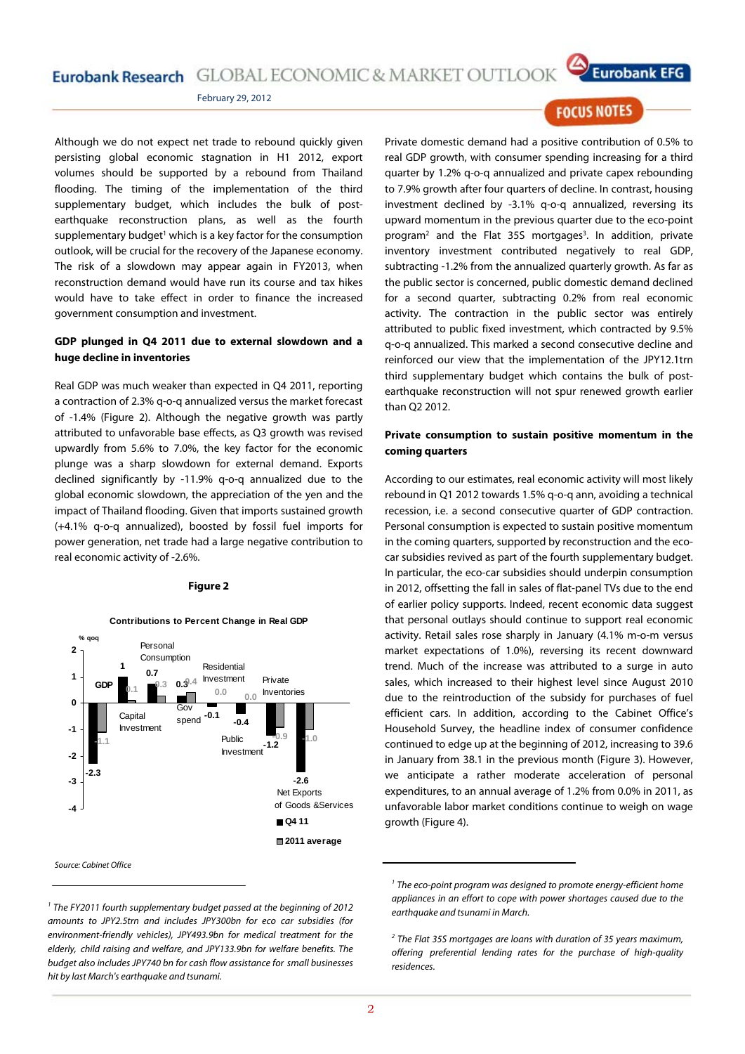Although we do not expect net trade to rebound quickly given persisting global economic stagnation in H1 2012, export volumes should be supported by a rebound from Thailand flooding. The timing of the implementation of the third supplementary budget, which includes the bulk of post-earthquake reconstruction plans, as well as the fourth supplementary budget[1] which is a key factor for the consumption outlook, will be crucial for the recovery of the Japanese economy. The risk of a slowdown may appear again in FY2013, when reconstruction demand would have run its course and tax hikes would have to take effect in order to finance the increased government consumption and investment.

**GDP plunged in Q4 2011 due to external slowdown and a huge decline in inventories**

Real GDP was much weaker than expected in Q4 2011, reporting a contraction of 2.3% q-o-q annualized versus the market forecast of -1.4% (Figure 2). Although the negative growth was partly attributed to unfavorable base effects, as Q3 growth was revised upwardly from 5.6% to 7.0%, the key factor for the economic plunge was a sharp slowdown for external demand. Exports declined significantly by -11.9% q-o-q annualized due to the global economic slowdown, the appreciation of the yen and the impact of Thailand flooding. Given that imports sustained growth (+4.1% q-o-q annualized), boosted by fossil fuel imports for power generation, net trade had a large negative contribution to real economic activity of -2.6%.

**Figure 2**

Contributions to Percent Change in Real GDP

| % qoq | Q4 11 | 2011 average |
|---|---|---|
| GDP | -2.3 | -1.1 |
| Personal Consumption | 1 | 0.1 |
| Capital Investment | 0.7 | 0.3 |
| Gov spend | 0.3 | 0.4 |
| Residential Investment | -0.1 | 0.0 |
| Public Investment | -0.4 | 0.0 |
| Private Inventories | -1.2 | -0.9 |
| Net Exports of Goods &Services | -2.6 | -1.0 |

*Source: Cabinet Office*

Private domestic demand had a positive contribution of 0.5% to real GDP growth, with consumer spending increasing for a third quarter by 1.2% q-o-q annualized and private capex rebounding to 7.9% growth after four quarters of decline. In contrast, housing investment declined by -3.1% q-o-q annualized, reversing its upward momentum in the previous quarter due to the eco-point program[2] and the Flat 35S mortgages[3]. In addition, private inventory investment contributed negatively to real GDP, subtracting -1.2% from the annualized quarterly growth. As far as the public sector is concerned, public domestic demand declined for a second quarter, subtracting 0.2% from real economic activity. The contraction in the public sector was entirely attributed to public fixed investment, which contracted by 9.5% q-o-q annualized. This marked a second consecutive decline and reinforced our view that the implementation of the JPY12.1trn third supplementary budget which contains the bulk of post-earthquake reconstruction will not spur renewed growth earlier than Q2 2012.

**Private consumption to sustain positive momentum in the coming quarters**

According to our estimates, real economic activity will most likely rebound in Q1 2012 towards 1.5% q-o-q ann, avoiding a technical recession, i.e. a second consecutive quarter of GDP contraction. Personal consumption is expected to sustain positive momentum in the coming quarters, supported by reconstruction and the eco-car subsidies revived as part of the fourth supplementary budget. In particular, the eco-car subsidies should underpin consumption in 2012, offsetting the fall in sales of flat-panel TVs due to the end of earlier policy supports. Indeed, recent economic data suggest that personal outlays should continue to support real economic activity. Retail sales rose sharply in January (4.1% m-o-m versus market expectations of 1.0%), reversing its recent downward trend. Much of the increase was attributed to a surge in auto sales, which increased to their highest level since August 2010 due to the reintroduction of the subsidy for purchases of fuel efficient cars. In addition, according to the Cabinet Office's Household Survey, the headline index of consumer confidence continued to edge up at the beginning of 2012, increasing to 39.6 in January from 38.1 in the previous month (Figure 3). However, we anticipate a rather moderate acceleration of personal expenditures, to an annual average of 1.2% from 0.0% in 2011, as unfavorable labor market conditions continue to weigh on wage growth (Figure 4).

---

[1] *The FY2011 fourth supplementary budget passed at the beginning of 2012 amounts to JPY2.5trn and includes JPY300bn for eco car subsidies (for environment-friendly vehicles), JPY493.9bn for medical treatment for the elderly, child raising and welfare, and JPY133.9bn for welfare benefits. The budget also includes JPY740 bn for cash flow assistance for small businesses hit by last March's earthquake and tsunami.*

[2] *The eco-point program was designed to promote energy-efficient home appliances in an effort to cope with power shortages caused due to the earthquake and tsunami in March.*

[3] *The Flat 35S mortgages are loans with duration of 35 years maximum, offering preferential lending rates for the purchase of high-quality residences.*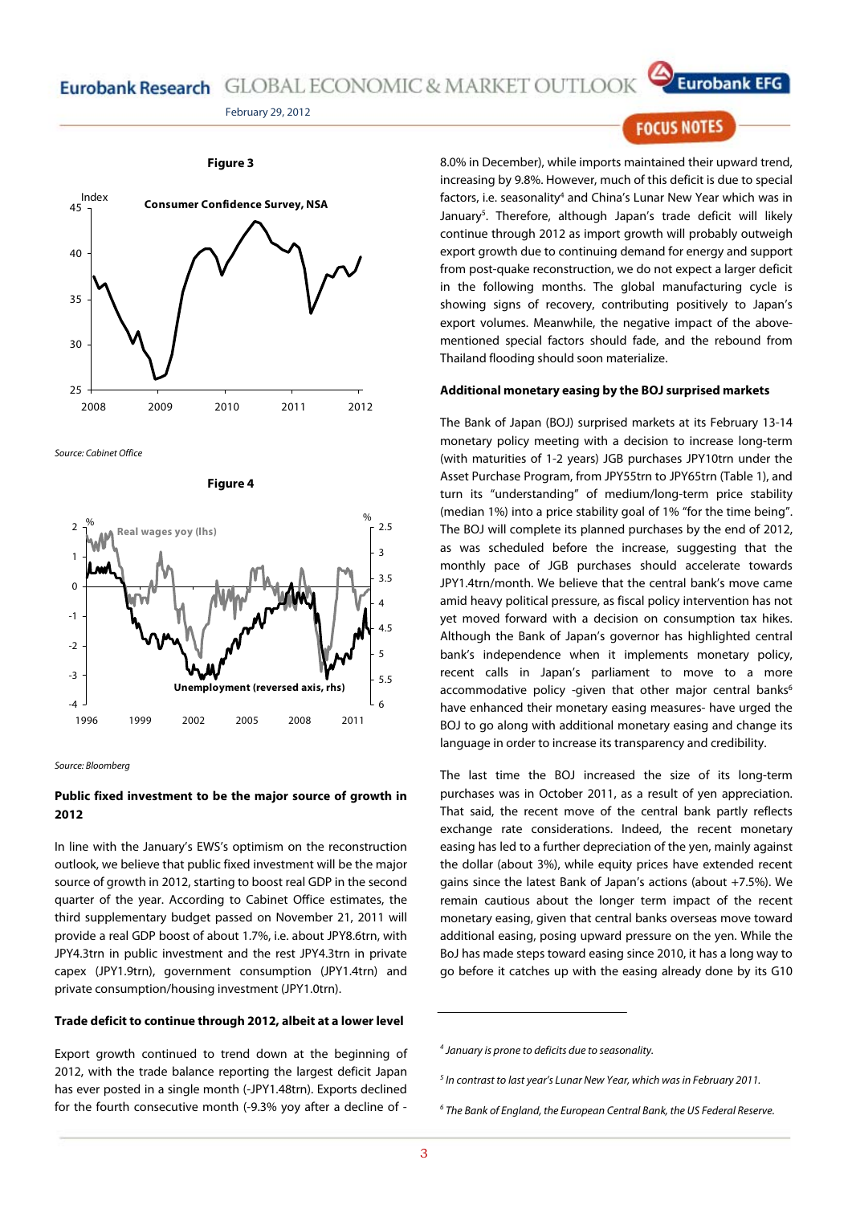**Figure 3**

Source: Cabinet Office

**Figure 4**

Source: Bloomberg

### Public fixed investment to be the major source of growth in 2012

In line with the January's EWS's optimism on the reconstruction outlook, we believe that public fixed investment will be the major source of growth in 2012, starting to boost real GDP in the second quarter of the year. According to Cabinet Office estimates, the third supplementary budget passed on November 21, 2011 will provide a real GDP boost of about 1.7%, i.e. about JPY8.6trn, with JPY4.3trn in public investment and the rest JPY4.3trn in private capex (JPY1.9trn), government consumption (JPY1.4trn) and private consumption/housing investment (JPY1.0trn).

### Trade deficit to continue through 2012, albeit at a lower level

Export growth continued to trend down at the beginning of 2012, with the trade balance reporting the largest deficit Japan has ever posted in a single month (-JPY1.48trn). Exports declined for the fourth consecutive month (-9.3% yoy after a decline of -8.0% in December), while imports maintained their upward trend, increasing by 9.8%. However, much of this deficit is due to special factors, i.e. seasonality[4] and China's Lunar New Year which was in January[5]. Therefore, although Japan's trade deficit will likely continue through 2012 as import growth will probably outweigh export growth due to continuing demand for energy and support from post-quake reconstruction, we do not expect a larger deficit in the following months. The global manufacturing cycle is showing signs of recovery, contributing positively to Japan's export volumes. Meanwhile, the negative impact of the above-mentioned special factors should fade, and the rebound from Thailand flooding should soon materialize.

### Additional monetary easing by the BOJ surprised markets

The Bank of Japan (BOJ) surprised markets at its February 13-14 monetary policy meeting with a decision to increase long-term (with maturities of 1-2 years) JGB purchases JPY10trn under the Asset Purchase Program, from JPY55trn to JPY65trn (Table 1), and turn its "understanding" of medium/long-term price stability (median 1%) into a price stability goal of 1% "for the time being". The BOJ will complete its planned purchases by the end of 2012, as was scheduled before the increase, suggesting that the monthly pace of JGB purchases should accelerate towards JPY1.4trn/month. We believe that the central bank's move came amid heavy political pressure, as fiscal policy intervention has not yet moved forward with a decision on consumption tax hikes. Although the Bank of Japan's governor has highlighted central bank's independence when it implements monetary policy, recent calls in Japan's parliament to move to a more accommodative policy -given that other major central banks[6] have enhanced their monetary easing measures- have urged the BOJ to go along with additional monetary easing and change its language in order to increase its transparency and credibility.

The last time the BOJ increased the size of its long-term purchases was in October 2011, as a result of yen appreciation. That said, the recent move of the central bank partly reflects exchange rate considerations. Indeed, the recent monetary easing has led to a further depreciation of the yen, mainly against the dollar (about 3%), while equity prices have extended recent gains since the latest Bank of Japan's actions (about +7.5%). We remain cautious about the longer term impact of the recent monetary easing, given that central banks overseas move toward additional easing, posing upward pressure on the yen. While the BoJ has made steps toward easing since 2010, it has a long way to go before it catches up with the easing already done by its G10

---

*[4] January is prone to deficits due to seasonality.*

*[5] In contrast to last year's Lunar New Year, which was in February 2011.*

*[6] The Bank of England, the European Central Bank, the US Federal Reserve.*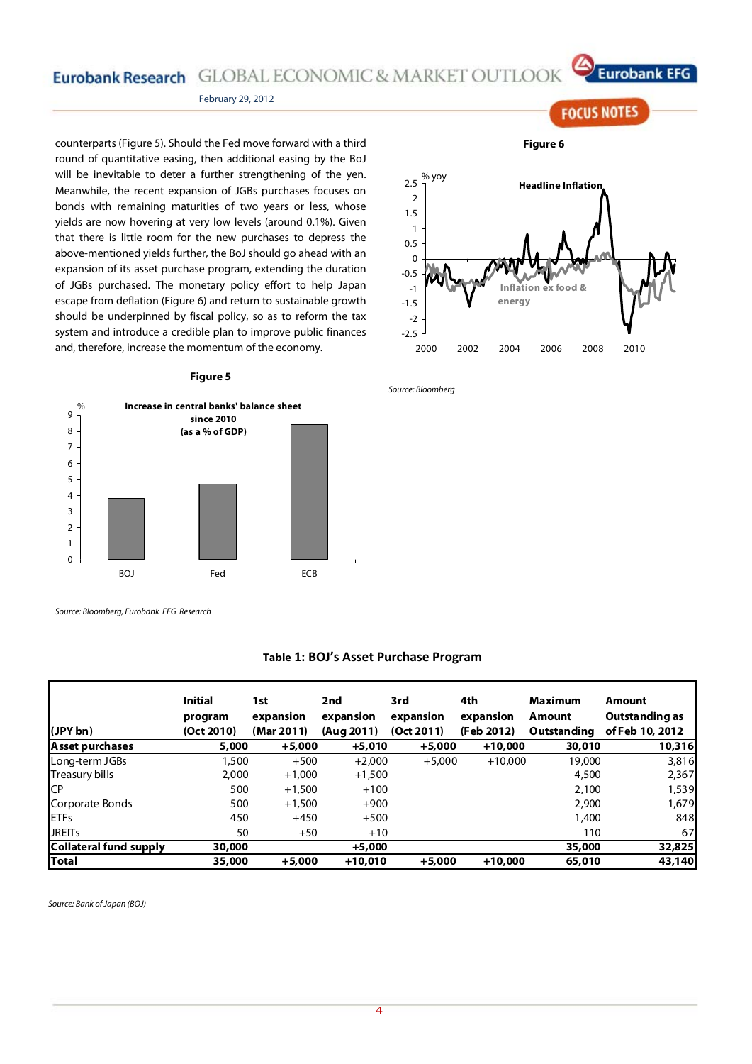counterparts (Figure 5). Should the Fed move forward with a third round of quantitative easing, then additional easing by the BoJ will be inevitable to deter a further strengthening of the yen. Meanwhile, the recent expansion of JGBs purchases focuses on bonds with remaining maturities of two years or less, whose yields are now hovering at very low levels (around 0.1%). Given that there is little room for the new purchases to depress the above-mentioned yields further, the BoJ should go ahead with an expansion of its asset purchase program, extending the duration of JGBs purchased. The monetary policy effort to help Japan escape from deflation (Figure 6) and return to sustainable growth should be underpinned by fiscal policy, so as to reform the tax system and introduce a credible plan to improve public finances and, therefore, increase the momentum of the economy.

**Figure 5**

Increase in central banks' balance sheet since 2010 (as a % of GDP)

*Source: Bloomberg, Eurobank EFG Research*

**Figure 6**

Headline Inflation / Inflation ex food & energy (% yoy)

*Source: Bloomberg*

**Table 1: BOJ's Asset Purchase Program**

| (JPY bn) | Initial program (Oct 2010) | 1st expansion (Mar 2011) | 2nd expansion (Aug 2011) | 3rd expansion (Oct 2011) | 4th expansion (Feb 2012) | Maximum Amount Outstanding | Amount Outstanding as of Feb 10, 2012 |
|---|---|---|---|---|---|---|---|
| **Asset purchases** | **5,000** | **+5,000** | **+5,010** | **+5,000** | **+10,000** | **30,010** | **10,316** |
| Long-term JGBs | 1,500 | +500 | +2,000 | +5,000 | +10,000 | 19,000 | 3,816 |
| Treasury bills | 2,000 | +1,000 | +1,500 | | | 4,500 | 2,367 |
| CP | 500 | +1,500 | +100 | | | 2,100 | 1,539 |
| Corporate Bonds | 500 | +1,500 | +900 | | | 2,900 | 1,679 |
| ETFs | 450 | +450 | +500 | | | 1,400 | 848 |
| JREITs | 50 | +50 | +10 | | | 110 | 67 |
| **Collateral fund supply** | **30,000** | | **+5,000** | | | **35,000** | **32,825** |
| **Total** | **35,000** | **+5,000** | **+10,010** | **+5,000** | **+10,000** | **65,010** | **43,140** |

*Source: Bank of Japan (BOJ)*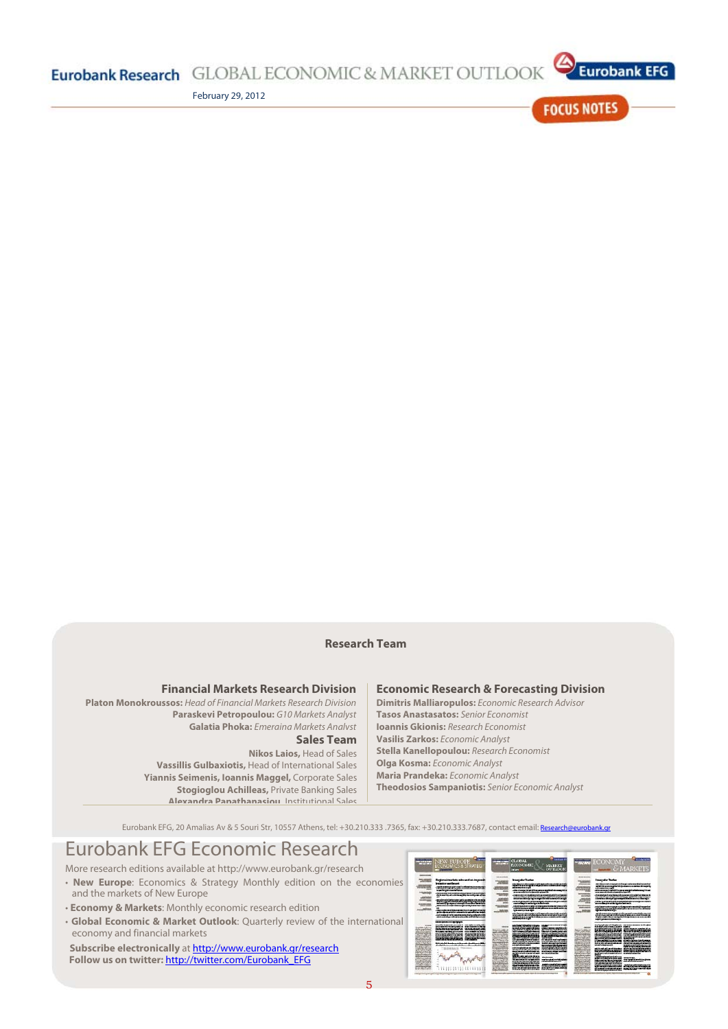## Research Team

### Financial Markets Research Division

**Platon Monokroussos:** *Head of Financial Markets Research Division*
**Paraskevi Petropoulou:** *G10 Markets Analyst*
**Galatia Phoka:** *Emerging Markets Analyst*

### Sales Team

**Nikos Laios,** Head of Sales
**Vassillis Gulbaxiotis,** Head of International Sales
**Yiannis Seimenis, Ioannis Maggel,** Corporate Sales
**Stogioglou Achilleas,** Private Banking Sales
**Alexandra Papathanasiou,** Institutional Sales

### Economic Research & Forecasting Division

**Dimitris Malliaropulos:** *Economic Research Advisor*
**Tasos Anastasatos:** *Senior Economist*
**Ioannis Gkionis:** *Research Economist*
**Vasilis Zarkos:** *Economic Analyst*
**Stella Kanellopoulou:** *Research Economist*
**Olga Kosma:** *Economic Analyst*
**Maria Prandeka:** *Economic Analyst*
**Theodosios Sampaniotis:** *Senior Economic Analyst*

Eurobank EFG, 20 Amalias Av & 5 Souri Str, 10557 Athens, tel: +30.210.333 .7365, fax: +30.210.333.7687, contact email: Research@eurobank.gr

# Eurobank EFG Economic Research

More research editions available at http://www.eurobank.gr/research

- **New Europe**: Economics & Strategy Monthly edition on the economies and the markets of New Europe
- **Economy & Markets**: Monthly economic research edition
- **Global Economic & Market Outlook**: Quarterly review of the international economy and financial markets

**Subscribe electronically** at http://www.eurobank.gr/research
**Follow us on twitter:** http://twitter.com/Eurobank_EFG